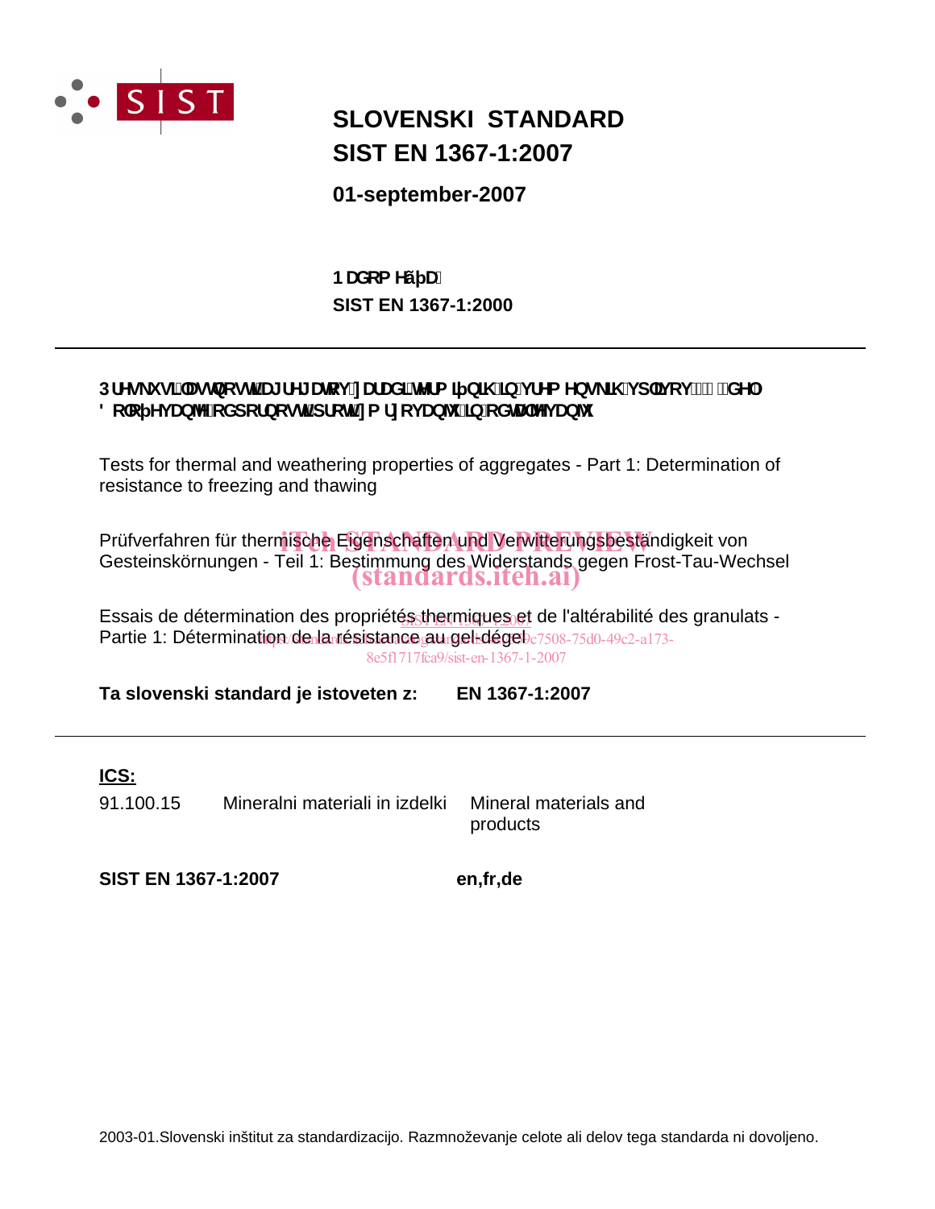**SLOVENSKI STANDARD**

**SIST EN 1367-1:2007**

**01-september-2007**

**Nadomešča:**

**SIST EN 1367-1:2000**

---

**Preskusi lastnosti agregatov zaradi termičnih in vremenskih vplivov - 1. del: Določevanje odpornosti proti zmrzovanju in odtajevanju**

Tests for thermal and weathering properties of aggregates - Part 1: Determination of resistance to freezing and thawing

Prüfverfahren für thermische Eigenschaften und Verwitterungsbeständigkeit von Gesteinskörnungen - Teil 1: Bestimmung des Widerstands gegen Frost-Tau-Wechsel

Essais de détermination des propriétés thermiques et de l'altérabilité des granulats - Partie 1: Détermination de la résistance au gel-dégel

**Ta slovenski standard je istoveten z:** **EN 1367-1:2007**

---

**ICS:**

| | | |
|---|---|---|
| 91.100.15 | Mineralni materiali in izdelki | Mineral materials and products |

**SIST EN 1367-1:2007** **en,fr,de**

2003-01.Slovenski inštitut za standardizacijo. Razmnoževanje celote ali delov tega standarda ni dovoljeno.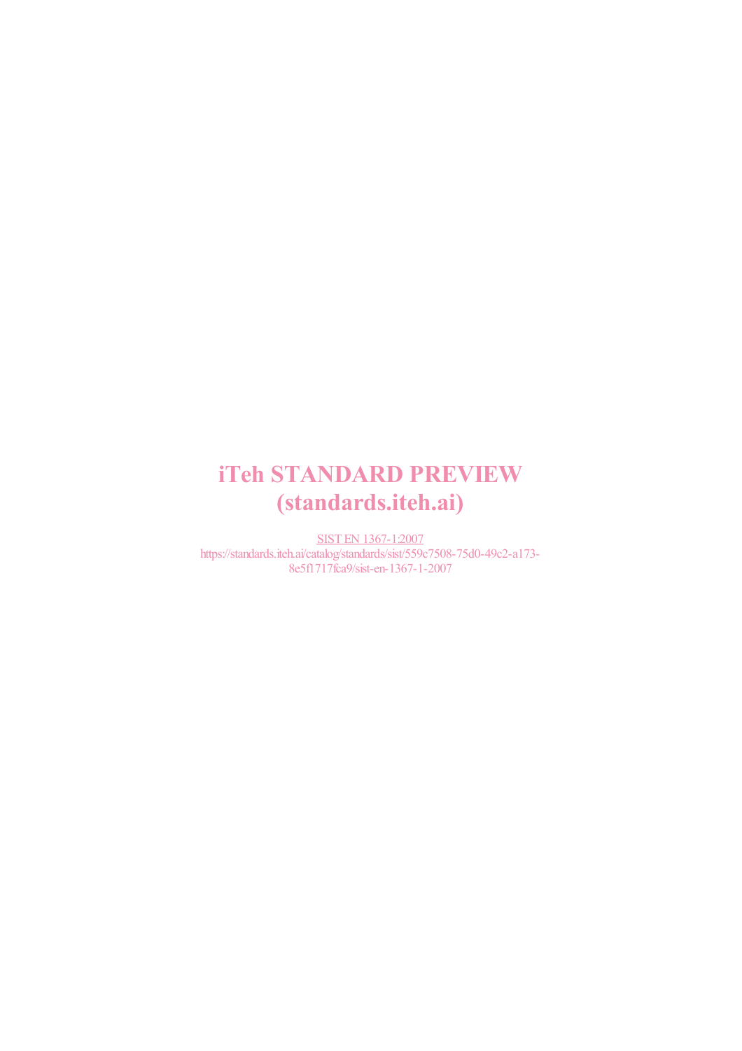iTeh STANDARD PREVIEW
(standards.iteh.ai)

SIST EN 1367-1:2007
https://standards.iteh.ai/catalog/standards/sist/559c7508-75d0-49c2-a173-8e5f1717fca9/sist-en-1367-1-2007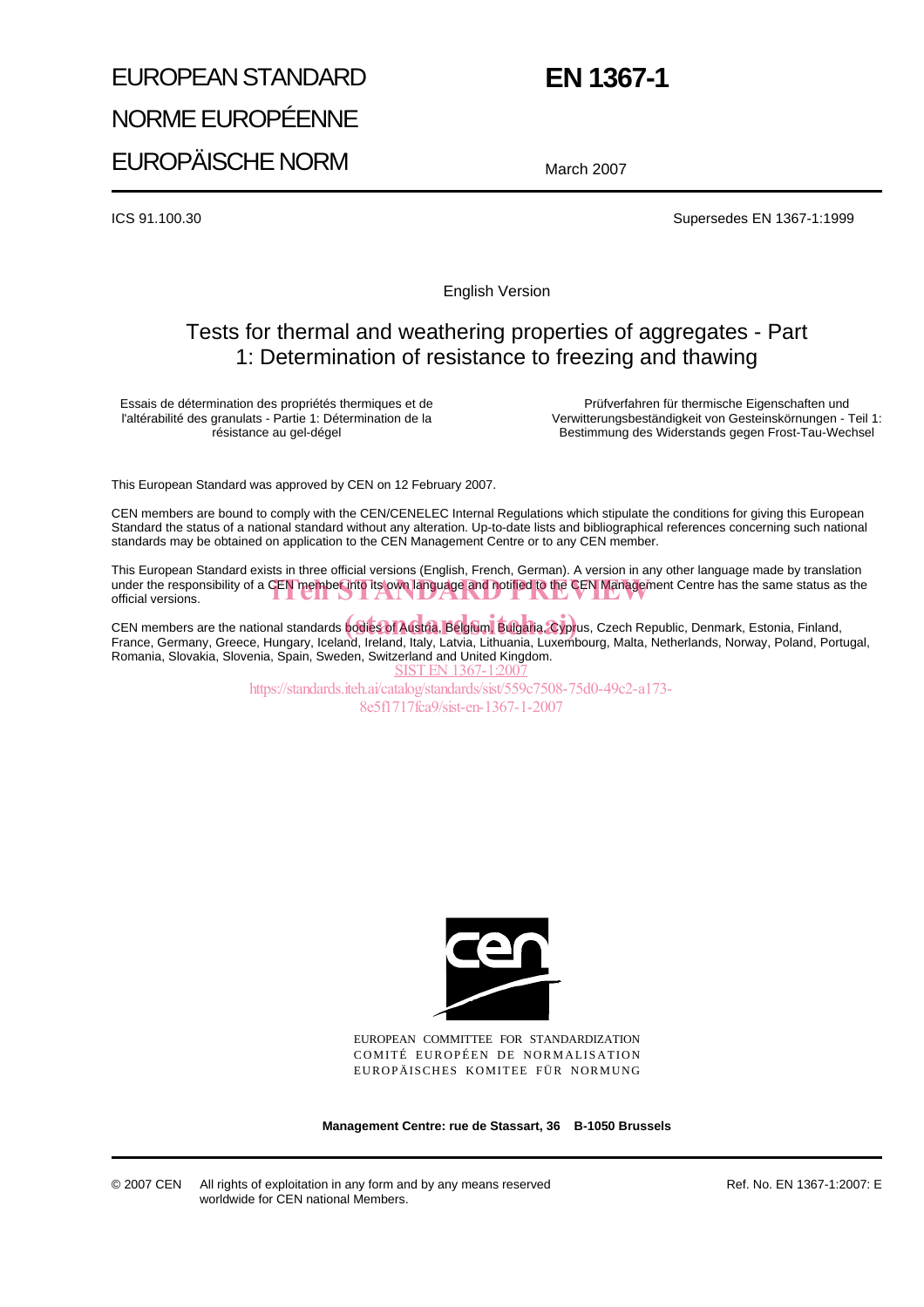# EUROPEAN STANDARD

# NORME EUROPÉENNE

# EUROPÄISCHE NORM

# EN 1367-1

March 2007

ICS 91.100.30

Supersedes EN 1367-1:1999

English Version

## Tests for thermal and weathering properties of aggregates - Part 1: Determination of resistance to freezing and thawing

Essais de détermination des propriétés thermiques et de l'altérabilité des granulats - Partie 1: Détermination de la résistance au gel-dégel

Prüfverfahren für thermische Eigenschaften und Verwitterungsbeständigkeit von Gesteinskörnungen - Teil 1: Bestimmung des Widerstands gegen Frost-Tau-Wechsel

This European Standard was approved by CEN on 12 February 2007.

CEN members are bound to comply with the CEN/CENELEC Internal Regulations which stipulate the conditions for giving this European Standard the status of a national standard without any alteration. Up-to-date lists and bibliographical references concerning such national standards may be obtained on application to the CEN Management Centre or to any CEN member.

This European Standard exists in three official versions (English, French, German). A version in any other language made by translation under the responsibility of a CEN member into its own language and notified to the CEN Management Centre has the same status as the official versions.

CEN members are the national standards bodies of Austria, Belgium, Bulgaria, Cyprus, Czech Republic, Denmark, Estonia, Finland, France, Germany, Greece, Hungary, Iceland, Ireland, Italy, Latvia, Lithuania, Luxembourg, Malta, Netherlands, Norway, Poland, Portugal, Romania, Slovakia, Slovenia, Spain, Sweden, Switzerland and United Kingdom.

EUROPEAN COMMITTEE FOR STANDARDIZATION
COMITÉ EUROPÉEN DE NORMALISATION
EUROPÄISCHES KOMITEE FÜR NORMUNG

**Management Centre: rue de Stassart, 36 B-1050 Brussels**

© 2007 CEN All rights of exploitation in any form and by any means reserved worldwide for CEN national Members.

Ref. No. EN 1367-1:2007: E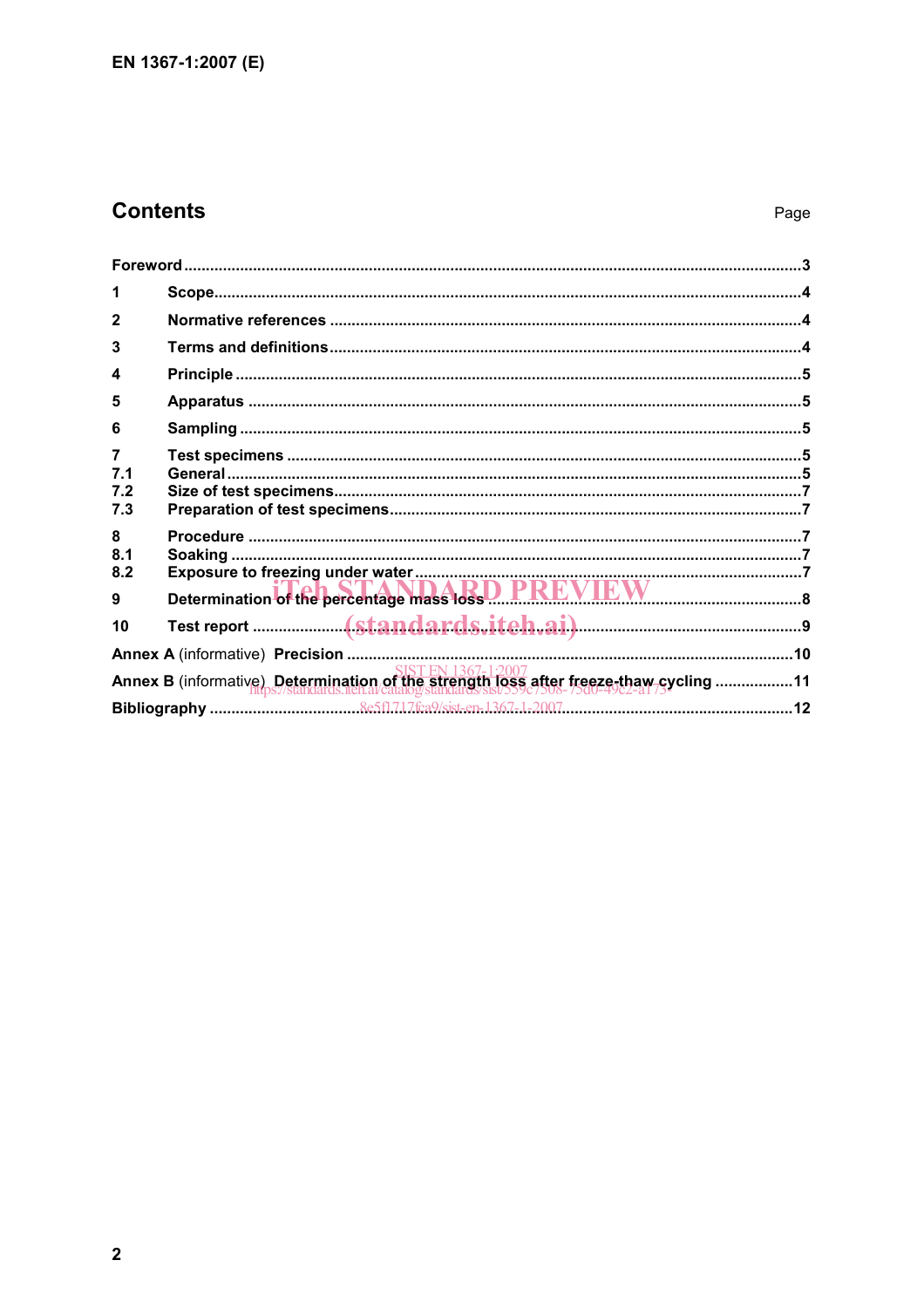# Contents

Page

| | | |
|---|---|---|
| **Foreword** | | **3** |
| **1** | **Scope** | **4** |
| **2** | **Normative references** | **4** |
| **3** | **Terms and definitions** | **4** |
| **4** | **Principle** | **5** |
| **5** | **Apparatus** | **5** |
| **6** | **Sampling** | **5** |
| **7** | **Test specimens** | **5** |
| **7.1** | **General** | **5** |
| **7.2** | **Size of test specimens** | **7** |
| **7.3** | **Preparation of test specimens** | **7** |
| **8** | **Procedure** | **7** |
| **8.1** | **Soaking** | **7** |
| **8.2** | **Exposure to freezing under water** | **7** |
| **9** | **Determination of the percentage mass loss** | **8** |
| **10** | **Test report** | **9** |
| **Annex A** (informative) | **Precision** | **10** |
| **Annex B** (informative) | **Determination of the strength loss after freeze-thaw cycling** | **11** |
| **Bibliography** | | **12** |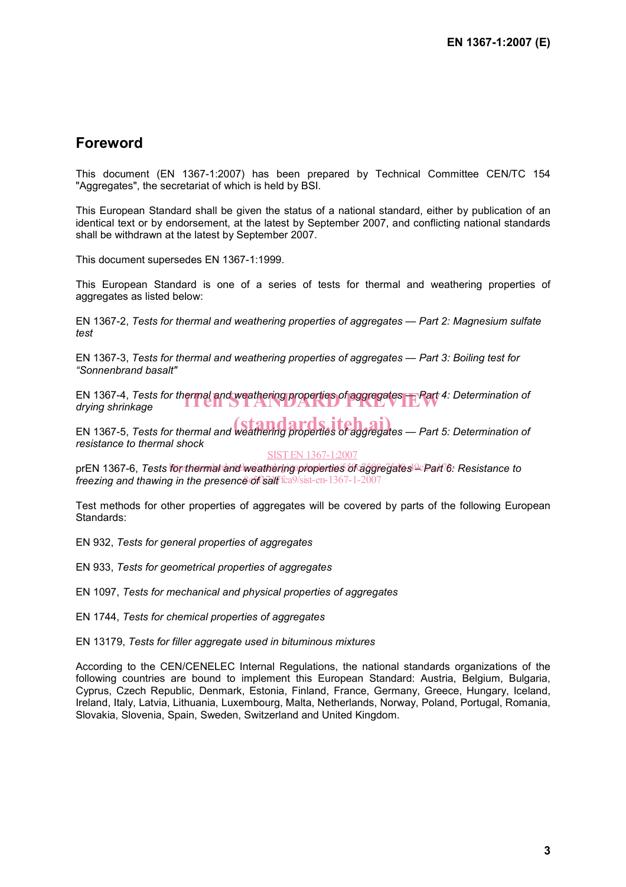# Foreword

This document (EN 1367-1:2007) has been prepared by Technical Committee CEN/TC 154 "Aggregates", the secretariat of which is held by BSI.

This European Standard shall be given the status of a national standard, either by publication of an identical text or by endorsement, at the latest by September 2007, and conflicting national standards shall be withdrawn at the latest by September 2007.

This document supersedes EN 1367-1:1999.

This European Standard is one of a series of tests for thermal and weathering properties of aggregates as listed below:

EN 1367-2, *Tests for thermal and weathering properties of aggregates — Part 2: Magnesium sulfate test*

EN 1367-3, *Tests for thermal and weathering properties of aggregates — Part 3: Boiling test for "Sonnenbrand basalt"*

EN 1367-4, *Tests for thermal and weathering properties of aggregates — Part 4: Determination of drying shrinkage*

EN 1367-5, *Tests for thermal and weathering properties of aggregates — Part 5: Determination of resistance to thermal shock*

prEN 1367-6, *Tests for thermal and weathering properties of aggregates — Part 6: Resistance to freezing and thawing in the presence of salt*

Test methods for other properties of aggregates will be covered by parts of the following European Standards:

EN 932, *Tests for general properties of aggregates*

EN 933, *Tests for geometrical properties of aggregates*

EN 1097, *Tests for mechanical and physical properties of aggregates*

EN 1744, *Tests for chemical properties of aggregates*

EN 13179, *Tests for filler aggregate used in bituminous mixtures*

According to the CEN/CENELEC Internal Regulations, the national standards organizations of the following countries are bound to implement this European Standard: Austria, Belgium, Bulgaria, Cyprus, Czech Republic, Denmark, Estonia, Finland, France, Germany, Greece, Hungary, Iceland, Ireland, Italy, Latvia, Lithuania, Luxembourg, Malta, Netherlands, Norway, Poland, Portugal, Romania, Slovakia, Slovenia, Spain, Sweden, Switzerland and United Kingdom.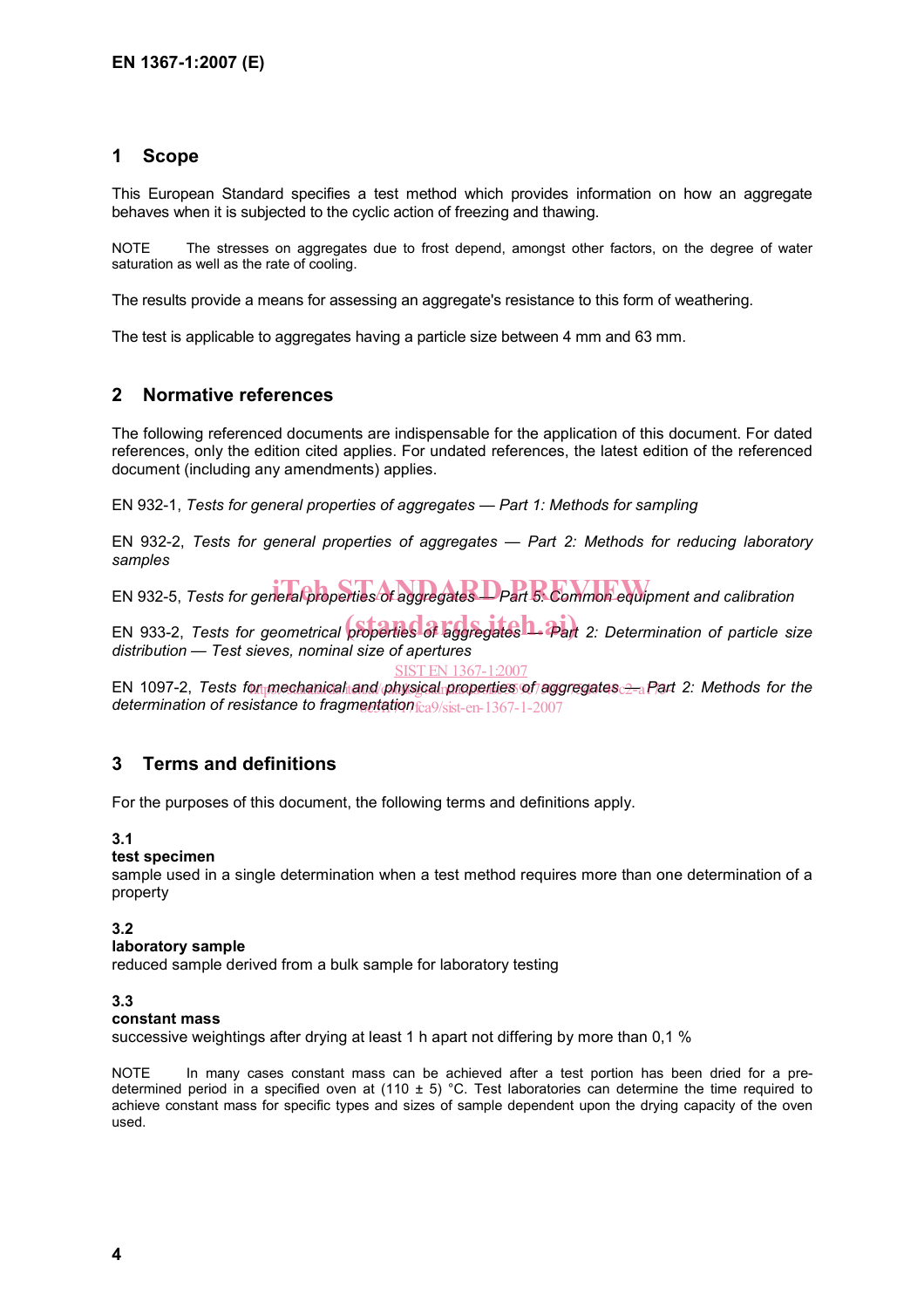## 1 Scope

This European Standard specifies a test method which provides information on how an aggregate behaves when it is subjected to the cyclic action of freezing and thawing.

NOTE The stresses on aggregates due to frost depend, amongst other factors, on the degree of water saturation as well as the rate of cooling.

The results provide a means for assessing an aggregate's resistance to this form of weathering.

The test is applicable to aggregates having a particle size between 4 mm and 63 mm.

## 2 Normative references

The following referenced documents are indispensable for the application of this document. For dated references, only the edition cited applies. For undated references, the latest edition of the referenced document (including any amendments) applies.

EN 932-1, *Tests for general properties of aggregates — Part 1: Methods for sampling*

EN 932-2, *Tests for general properties of aggregates — Part 2: Methods for reducing laboratory samples*

EN 932-5, *Tests for general properties of aggregates — Part 5: Common equipment and calibration*

EN 933-2, *Tests for geometrical properties of aggregates — Part 2: Determination of particle size distribution — Test sieves, nominal size of apertures*

EN 1097-2, *Tests for mechanical and physical properties of aggregates — Part 2: Methods for the determination of resistance to fragmentation*

## 3 Terms and definitions

For the purposes of this document, the following terms and definitions apply.

**3.1**
**test specimen**
sample used in a single determination when a test method requires more than one determination of a property

**3.2**
**laboratory sample**
reduced sample derived from a bulk sample for laboratory testing

**3.3**
**constant mass**
successive weightings after drying at least 1 h apart not differing by more than 0,1 %

NOTE In many cases constant mass can be achieved after a test portion has been dried for a pre-determined period in a specified oven at (110 ± 5) °C. Test laboratories can determine the time required to achieve constant mass for specific types and sizes of sample dependent upon the drying capacity of the oven used.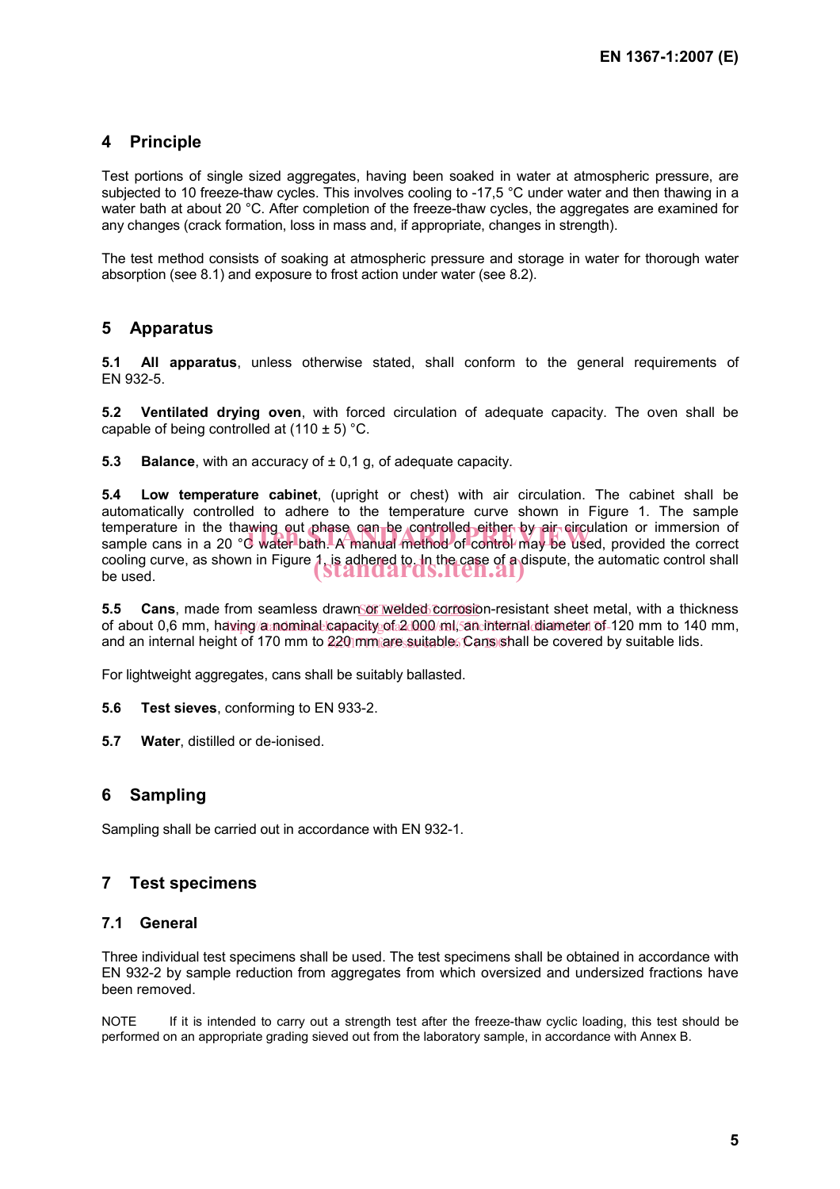## 4 Principle

Test portions of single sized aggregates, having been soaked in water at atmospheric pressure, are subjected to 10 freeze-thaw cycles. This involves cooling to -17,5 °C under water and then thawing in a water bath at about 20 °C. After completion of the freeze-thaw cycles, the aggregates are examined for any changes (crack formation, loss in mass and, if appropriate, changes in strength).

The test method consists of soaking at atmospheric pressure and storage in water for thorough water absorption (see 8.1) and exposure to frost action under water (see 8.2).

## 5 Apparatus

**5.1 All apparatus**, unless otherwise stated, shall conform to the general requirements of EN 932-5.

**5.2 Ventilated drying oven**, with forced circulation of adequate capacity. The oven shall be capable of being controlled at (110 ± 5) °C.

**5.3 Balance**, with an accuracy of ± 0,1 g, of adequate capacity.

**5.4 Low temperature cabinet**, (upright or chest) with air circulation. The cabinet shall be automatically controlled to adhere to the temperature curve shown in Figure 1. The sample temperature in the thawing out phase can be controlled either by air circulation or immersion of sample cans in a 20 °C water bath. A manual method of control may be used, provided the correct cooling curve, as shown in Figure 1, is adhered to. In the case of a dispute, the automatic control shall be used.

**5.5 Cans**, made from seamless drawn or welded corrosion-resistant sheet metal, with a thickness of about 0,6 mm, having a nominal capacity of 2 000 ml, an internal diameter of 120 mm to 140 mm, and an internal height of 170 mm to 220 mm are suitable. Cans shall be covered by suitable lids.

For lightweight aggregates, cans shall be suitably ballasted.

**5.6 Test sieves**, conforming to EN 933-2.

**5.7 Water**, distilled or de-ionised.

## 6 Sampling

Sampling shall be carried out in accordance with EN 932-1.

## 7 Test specimens

### 7.1 General

Three individual test specimens shall be used. The test specimens shall be obtained in accordance with EN 932-2 by sample reduction from aggregates from which oversized and undersized fractions have been removed.

NOTE If it is intended to carry out a strength test after the freeze-thaw cyclic loading, this test should be performed on an appropriate grading sieved out from the laboratory sample, in accordance with Annex B.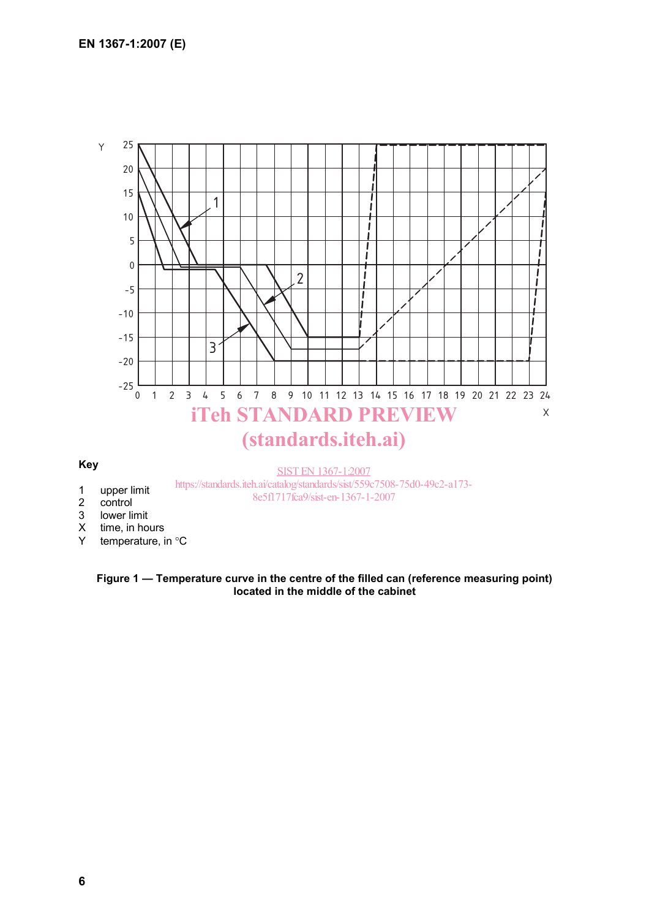Key

1 upper limit
2 control
3 lower limit
X time, in hours
Y temperature, in °C

**Figure 1 — Temperature curve in the centre of the filled can (reference measuring point) located in the middle of the cabinet**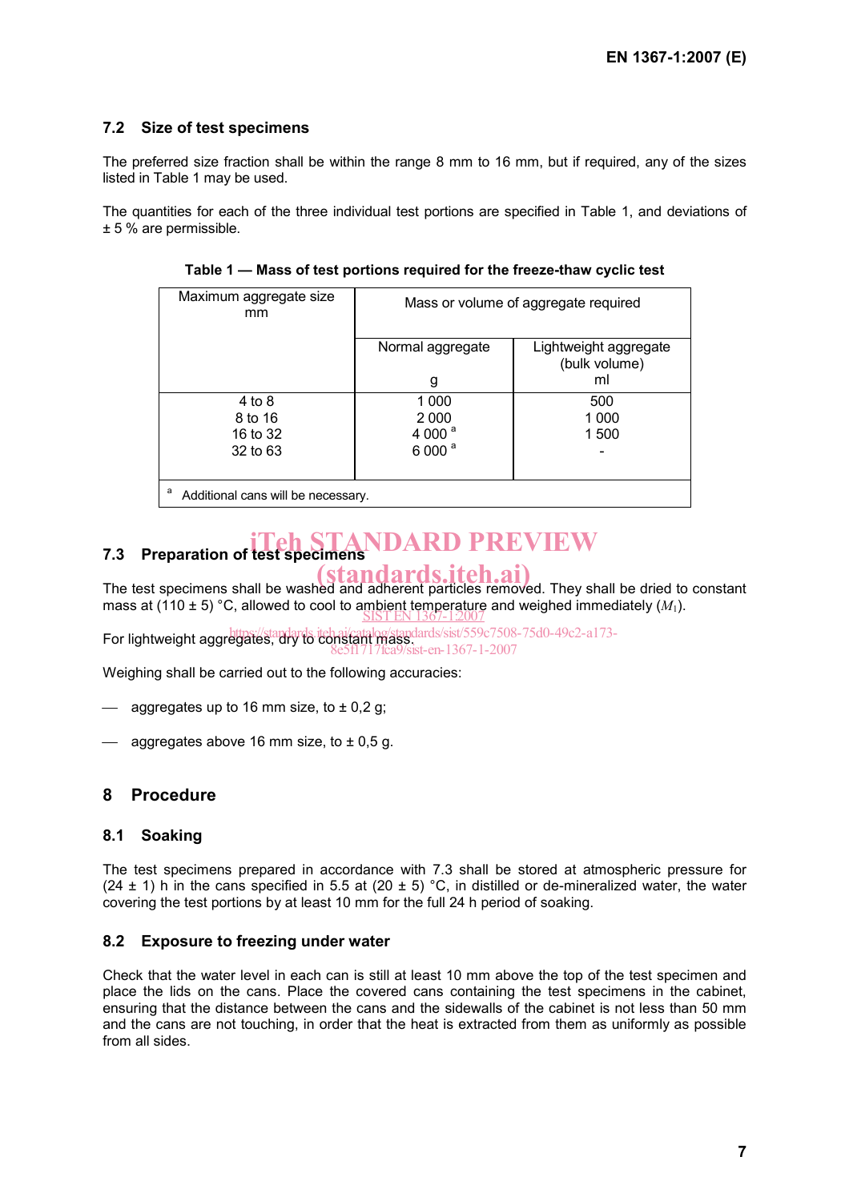## 7.2 Size of test specimens

The preferred size fraction shall be within the range 8 mm to 16 mm, but if required, any of the sizes listed in Table 1 may be used.

The quantities for each of the three individual test portions are specified in Table 1, and deviations of ± 5 % are permissible.

**Table 1 — Mass of test portions required for the freeze-thaw cyclic test**

| Maximum aggregate size mm | Mass or volume of aggregate required | |
|---|---|---|
| | Normal aggregate g | Lightweight aggregate (bulk volume) ml |
| 4 to 8 | 1 000 | 500 |
| 8 to 16 | 2 000 | 1 000 |
| 16 to 32 | 4 000 [a] | 1 500 |
| 32 to 63 | 6 000 [a] | - |
| [a] Additional cans will be necessary. | | |

## 7.3 Preparation of test specimens

The test specimens shall be washed and adherent particles removed. They shall be dried to constant mass at (110 ± 5) °C, allowed to cool to ambient temperature and weighed immediately ($M_1$).

For lightweight aggregates, dry to constant mass.

Weighing shall be carried out to the following accuracies:

- aggregates up to 16 mm size, to ± 0,2 g;
- aggregates above 16 mm size, to ± 0,5 g.

# 8 Procedure

## 8.1 Soaking

The test specimens prepared in accordance with 7.3 shall be stored at atmospheric pressure for (24 ± 1) h in the cans specified in 5.5 at (20 ± 5) °C, in distilled or de-mineralized water, the water covering the test portions by at least 10 mm for the full 24 h period of soaking.

## 8.2 Exposure to freezing under water

Check that the water level in each can is still at least 10 mm above the top of the test specimen and place the lids on the cans. Place the covered cans containing the test specimens in the cabinet, ensuring that the distance between the cans and the sidewalls of the cabinet is not less than 50 mm and the cans are not touching, in order that the heat is extracted from them as uniformly as possible from all sides.